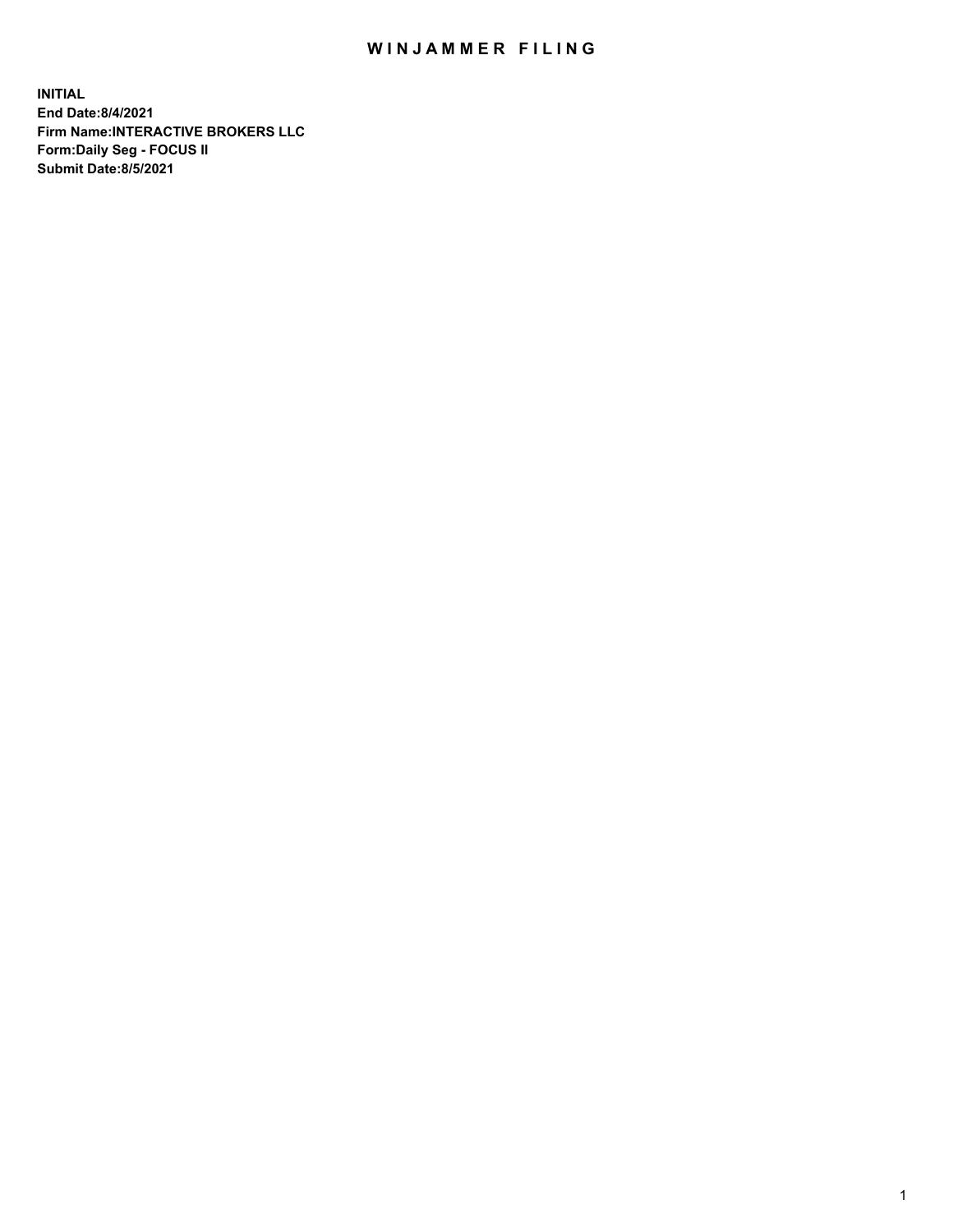# WINJAMMER FILING

**INITIAL**
**End Date:8/4/2021**
**Firm Name:INTERACTIVE BROKERS LLC**
**Form:Daily Seg - FOCUS II**
**Submit Date:8/5/2021**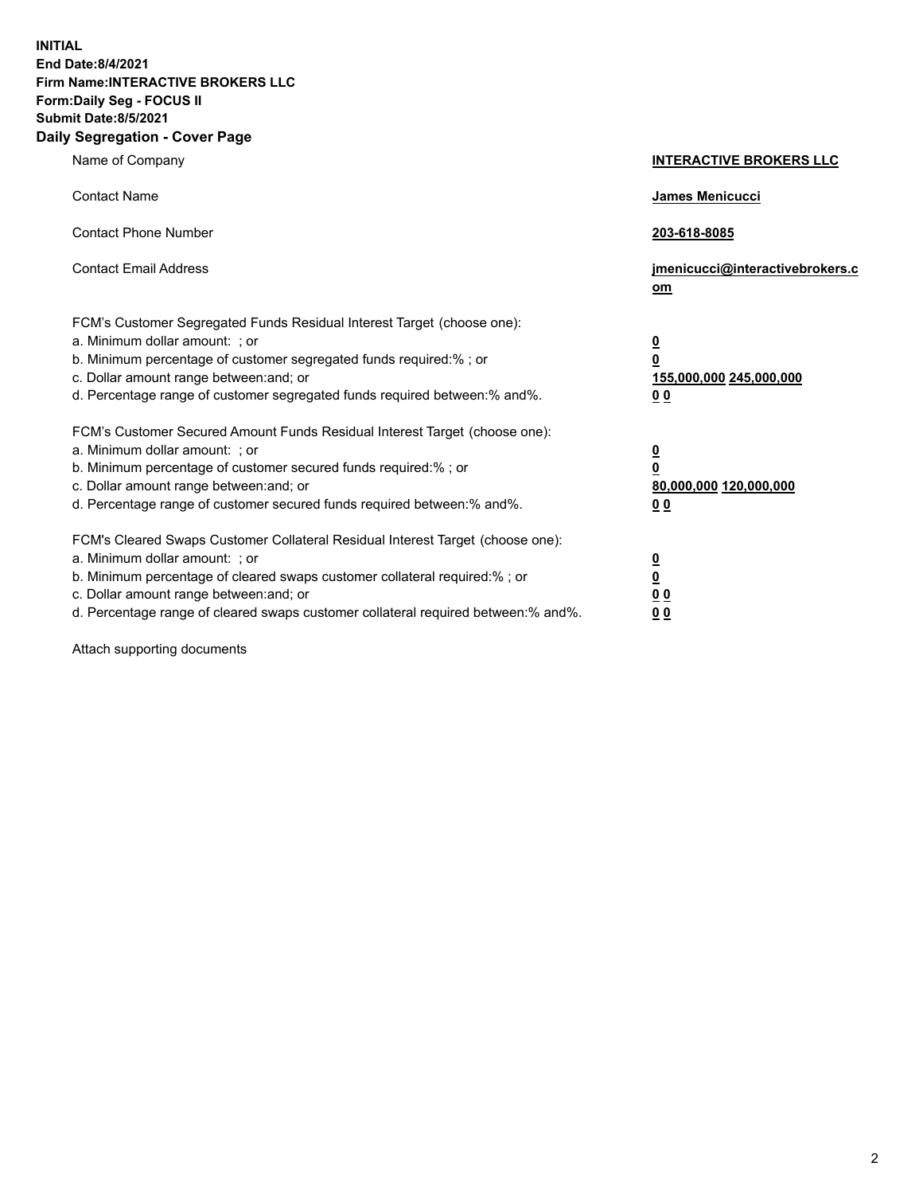**INITIAL**
**End Date:8/4/2021**
**Firm Name:INTERACTIVE BROKERS LLC**
**Form:Daily Seg - FOCUS II**
**Submit Date:8/5/2021**

## Daily Segregation - Cover Page

| | |
|---|---|
| Name of Company | **INTERACTIVE BROKERS LLC** |
| Contact Name | **James Menicucci** |
| Contact Phone Number | **203-618-8085** |
| Contact Email Address | **jmenicucci@interactivebrokers.com** |

FCM's Customer Segregated Funds Residual Interest Target (choose one):

| | |
|---|---|
| a. Minimum dollar amount: ; or | **0** |
| b. Minimum percentage of customer segregated funds required:% ; or | **0** |
| c. Dollar amount range between:and; or | **155,000,000 245,000,000** |
| d. Percentage range of customer segregated funds required between:% and%. | **0 0** |

FCM's Customer Secured Amount Funds Residual Interest Target (choose one):

| | |
|---|---|
| a. Minimum dollar amount: ; or | **0** |
| b. Minimum percentage of customer secured funds required:% ; or | **0** |
| c. Dollar amount range between:and; or | **80,000,000 120,000,000** |
| d. Percentage range of customer secured funds required between:% and%. | **0 0** |

FCM's Cleared Swaps Customer Collateral Residual Interest Target (choose one):

| | |
|---|---|
| a. Minimum dollar amount: ; or | **0** |
| b. Minimum percentage of cleared swaps customer collateral required:% ; or | **0** |
| c. Dollar amount range between:and; or | **0 0** |
| d. Percentage range of cleared swaps customer collateral required between:% and%. | **0 0** |

Attach supporting documents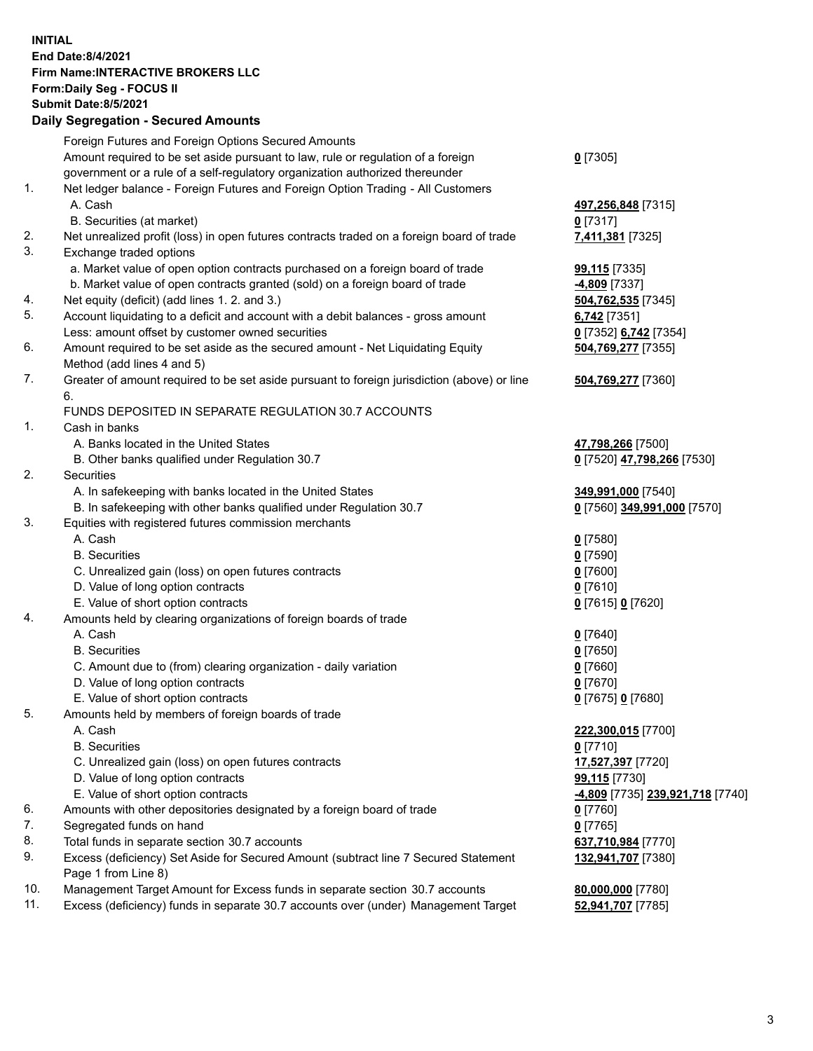**INITIAL**
**End Date:8/4/2021**
**Firm Name:INTERACTIVE BROKERS LLC**
**Form:Daily Seg - FOCUS II**
**Submit Date:8/5/2021**

## Daily Segregation - Secured Amounts

| | | |
|---|---|---|
| | Foreign Futures and Foreign Options Secured Amounts | |
| | Amount required to be set aside pursuant to law, rule or regulation of a foreign government or a rule of a self-regulatory organization authorized thereunder | **0** [7305] |
| 1. | Net ledger balance - Foreign Futures and Foreign Option Trading - All Customers | |
| | A. Cash | **497,256,848** [7315] |
| | B. Securities (at market) | **0** [7317] |
| 2. | Net unrealized profit (loss) in open futures contracts traded on a foreign board of trade | **7,411,381** [7325] |
| 3. | Exchange traded options | |
| | a. Market value of open option contracts purchased on a foreign board of trade | **99,115** [7335] |
| | b. Market value of open contracts granted (sold) on a foreign board of trade | **-4,809** [7337] |
| 4. | Net equity (deficit) (add lines 1. 2. and 3.) | **504,762,535** [7345] |
| 5. | Account liquidating to a deficit and account with a debit balances - gross amount | **6,742** [7351] |
| | Less: amount offset by customer owned securities | **0** [7352] **6,742** [7354] |
| 6. | Amount required to be set aside as the secured amount - Net Liquidating Equity Method (add lines 4 and 5) | **504,769,277** [7355] |
| 7. | Greater of amount required to be set aside pursuant to foreign jurisdiction (above) or line 6. | **504,769,277** [7360] |
| | FUNDS DEPOSITED IN SEPARATE REGULATION 30.7 ACCOUNTS | |
| 1. | Cash in banks | |
| | A. Banks located in the United States | **47,798,266** [7500] |
| | B. Other banks qualified under Regulation 30.7 | **0** [7520] **47,798,266** [7530] |
| 2. | Securities | |
| | A. In safekeeping with banks located in the United States | **349,991,000** [7540] |
| | B. In safekeeping with other banks qualified under Regulation 30.7 | **0** [7560] **349,991,000** [7570] |
| 3. | Equities with registered futures commission merchants | |
| | A. Cash | **0** [7580] |
| | B. Securities | **0** [7590] |
| | C. Unrealized gain (loss) on open futures contracts | **0** [7600] |
| | D. Value of long option contracts | **0** [7610] |
| | E. Value of short option contracts | **0** [7615] **0** [7620] |
| 4. | Amounts held by clearing organizations of foreign boards of trade | |
| | A. Cash | **0** [7640] |
| | B. Securities | **0** [7650] |
| | C. Amount due to (from) clearing organization - daily variation | **0** [7660] |
| | D. Value of long option contracts | **0** [7670] |
| | E. Value of short option contracts | **0** [7675] **0** [7680] |
| 5. | Amounts held by members of foreign boards of trade | |
| | A. Cash | **222,300,015** [7700] |
| | B. Securities | **0** [7710] |
| | C. Unrealized gain (loss) on open futures contracts | **17,527,397** [7720] |
| | D. Value of long option contracts | **99,115** [7730] |
| | E. Value of short option contracts | **-4,809** [7735] **239,921,718** [7740] |
| 6. | Amounts with other depositories designated by a foreign board of trade | **0** [7760] |
| 7. | Segregated funds on hand | **0** [7765] |
| 8. | Total funds in separate section 30.7 accounts | **637,710,984** [7770] |
| 9. | Excess (deficiency) Set Aside for Secured Amount (subtract line 7 Secured Statement Page 1 from Line 8) | **132,941,707** [7380] |
| 10. | Management Target Amount for Excess funds in separate section 30.7 accounts | **80,000,000** [7780] |
| 11. | Excess (deficiency) funds in separate 30.7 accounts over (under) Management Target | **52,941,707** [7785] |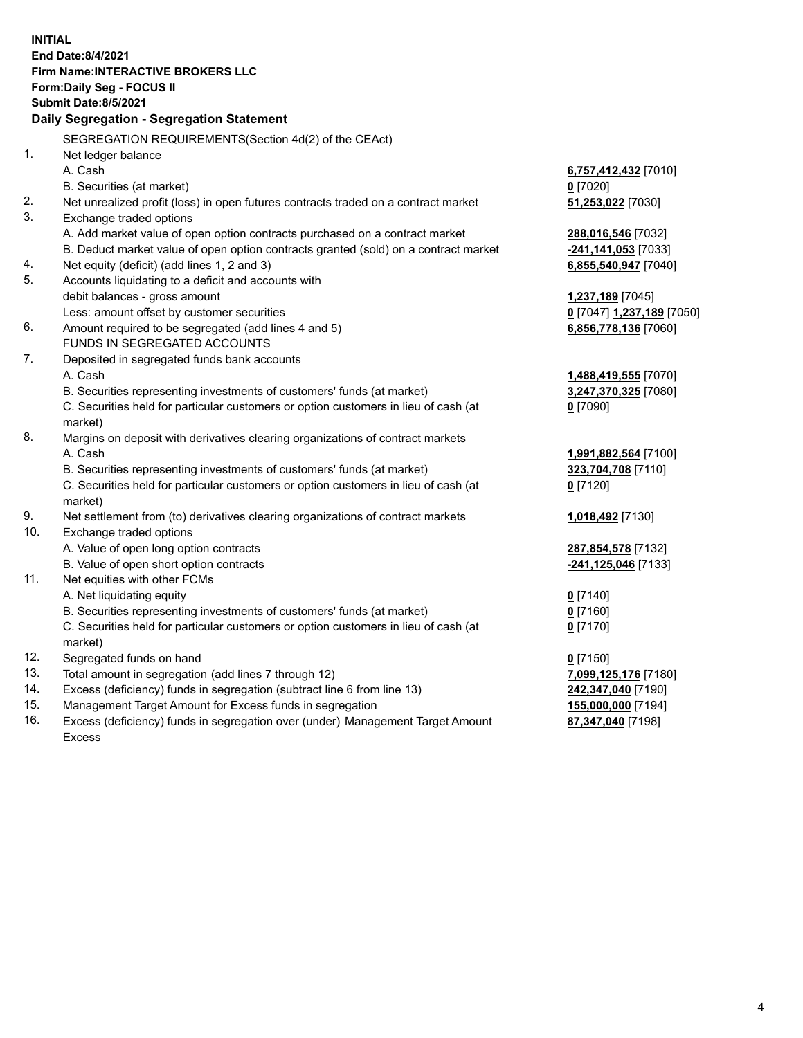**INITIAL**
**End Date:8/4/2021**
**Firm Name:INTERACTIVE BROKERS LLC**
**Form:Daily Seg - FOCUS II**
**Submit Date:8/5/2021**

**Daily Segregation - Segregation Statement**

SEGREGATION REQUIREMENTS(Section 4d(2) of the CEAct)

| | | |
|---|---|---|
| 1. | Net ledger balance | |
| | A. Cash | **6,757,412,432** [7010] |
| | B. Securities (at market) | **0** [7020] |
| 2. | Net unrealized profit (loss) in open futures contracts traded on a contract market | **51,253,022** [7030] |
| 3. | Exchange traded options | |
| | A. Add market value of open option contracts purchased on a contract market | **288,016,546** [7032] |
| | B. Deduct market value of open option contracts granted (sold) on a contract market | **-241,141,053** [7033] |
| 4. | Net equity (deficit) (add lines 1, 2 and 3) | **6,855,540,947** [7040] |
| 5. | Accounts liquidating to a deficit and accounts with debit balances - gross amount | **1,237,189** [7045] |
| | Less: amount offset by customer securities | **0** [7047] **1,237,189** [7050] |
| 6. | Amount required to be segregated (add lines 4 and 5) | **6,856,778,136** [7060] |
| | FUNDS IN SEGREGATED ACCOUNTS | |
| 7. | Deposited in segregated funds bank accounts | |
| | A. Cash | **1,488,419,555** [7070] |
| | B. Securities representing investments of customers' funds (at market) | **3,247,370,325** [7080] |
| | C. Securities held for particular customers or option customers in lieu of cash (at market) | **0** [7090] |
| 8. | Margins on deposit with derivatives clearing organizations of contract markets | |
| | A. Cash | **1,991,882,564** [7100] |
| | B. Securities representing investments of customers' funds (at market) | **323,704,708** [7110] |
| | C. Securities held for particular customers or option customers in lieu of cash (at market) | **0** [7120] |
| 9. | Net settlement from (to) derivatives clearing organizations of contract markets | **1,018,492** [7130] |
| 10. | Exchange traded options | |
| | A. Value of open long option contracts | **287,854,578** [7132] |
| | B. Value of open short option contracts | **-241,125,046** [7133] |
| 11. | Net equities with other FCMs | |
| | A. Net liquidating equity | **0** [7140] |
| | B. Securities representing investments of customers' funds (at market) | **0** [7160] |
| | C. Securities held for particular customers or option customers in lieu of cash (at market) | **0** [7170] |
| 12. | Segregated funds on hand | **0** [7150] |
| 13. | Total amount in segregation (add lines 7 through 12) | **7,099,125,176** [7180] |
| 14. | Excess (deficiency) funds in segregation (subtract line 6 from line 13) | **242,347,040** [7190] |
| 15. | Management Target Amount for Excess funds in segregation | **155,000,000** [7194] |
| 16. | Excess (deficiency) funds in segregation over (under) Management Target Amount Excess | **87,347,040** [7198] |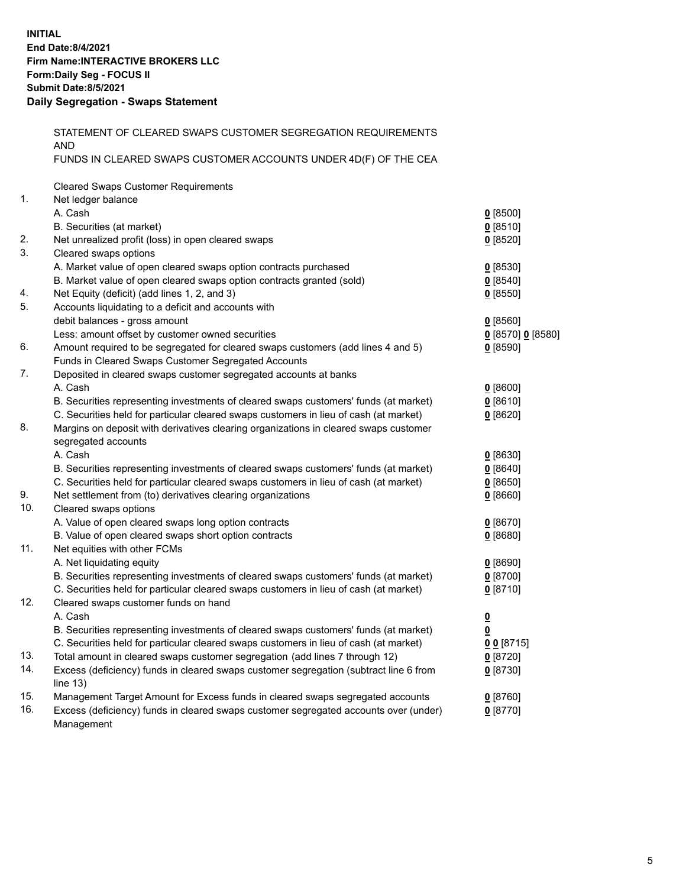**INITIAL**
**End Date:8/4/2021**
**Firm Name:INTERACTIVE BROKERS LLC**
**Form:Daily Seg - FOCUS II**
**Submit Date:8/5/2021**
**Daily Segregation - Swaps Statement**

STATEMENT OF CLEARED SWAPS CUSTOMER SEGREGATION REQUIREMENTS AND FUNDS IN CLEARED SWAPS CUSTOMER ACCOUNTS UNDER 4D(F) OF THE CEA

| | | |
|---|---|---|
| | Cleared Swaps Customer Requirements | |
| 1. | Net ledger balance | |
| | A. Cash | 0 [8500] |
| | B. Securities (at market) | 0 [8510] |
| 2. | Net unrealized profit (loss) in open cleared swaps | 0 [8520] |
| 3. | Cleared swaps options | |
| | A. Market value of open cleared swaps option contracts purchased | 0 [8530] |
| | B. Market value of open cleared swaps option contracts granted (sold) | 0 [8540] |
| 4. | Net Equity (deficit) (add lines 1, 2, and 3) | 0 [8550] |
| 5. | Accounts liquidating to a deficit and accounts with debit balances - gross amount | 0 [8560] |
| | Less: amount offset by customer owned securities | 0 [8570] 0 [8580] |
| 6. | Amount required to be segregated for cleared swaps customers (add lines 4 and 5) | 0 [8590] |
| | Funds in Cleared Swaps Customer Segregated Accounts | |
| 7. | Deposited in cleared swaps customer segregated accounts at banks | |
| | A. Cash | 0 [8600] |
| | B. Securities representing investments of cleared swaps customers' funds (at market) | 0 [8610] |
| | C. Securities held for particular cleared swaps customers in lieu of cash (at market) | 0 [8620] |
| 8. | Margins on deposit with derivatives clearing organizations in cleared swaps customer segregated accounts | |
| | A. Cash | 0 [8630] |
| | B. Securities representing investments of cleared swaps customers' funds (at market) | 0 [8640] |
| | C. Securities held for particular cleared swaps customers in lieu of cash (at market) | 0 [8650] |
| 9. | Net settlement from (to) derivatives clearing organizations | 0 [8660] |
| 10. | Cleared swaps options | |
| | A. Value of open cleared swaps long option contracts | 0 [8670] |
| | B. Value of open cleared swaps short option contracts | 0 [8680] |
| 11. | Net equities with other FCMs | |
| | A. Net liquidating equity | 0 [8690] |
| | B. Securities representing investments of cleared swaps customers' funds (at market) | 0 [8700] |
| | C. Securities held for particular cleared swaps customers in lieu of cash (at market) | 0 [8710] |
| 12. | Cleared swaps customer funds on hand | |
| | A. Cash | 0 |
| | B. Securities representing investments of cleared swaps customers' funds (at market) | 0 |
| | C. Securities held for particular cleared swaps customers in lieu of cash (at market) | 0 0 [8715] |
| 13. | Total amount in cleared swaps customer segregation (add lines 7 through 12) | 0 [8720] |
| 14. | Excess (deficiency) funds in cleared swaps customer segregation (subtract line 6 from line 13) | 0 [8730] |
| 15. | Management Target Amount for Excess funds in cleared swaps segregated accounts | 0 [8760] |
| 16. | Excess (deficiency) funds in cleared swaps customer segregated accounts over (under) Management | 0 [8770] |